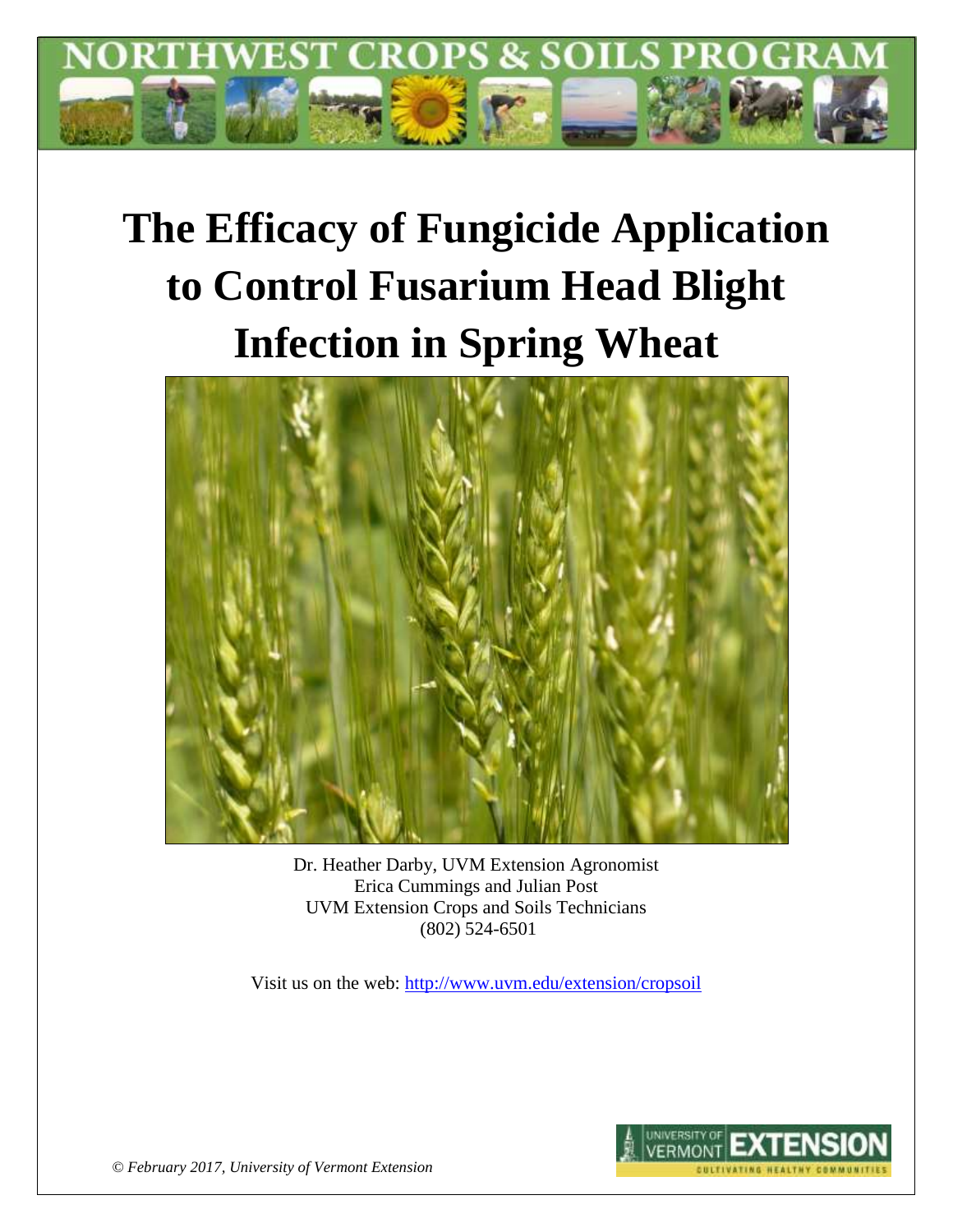NORTHWEST CROPS & SOILS PROGRAM

# The Efficacy of Fungicide Application to Control Fusarium Head Blight Infection in Spring Wheat

Dr. Heather Darby, UVM Extension Agronomist
Erica Cummings and Julian Post
UVM Extension Crops and Soils Technicians
(802) 524-6501

Visit us on the web: http://www.uvm.edu/extension/cropsoil

*© February 2017, University of Vermont Extension*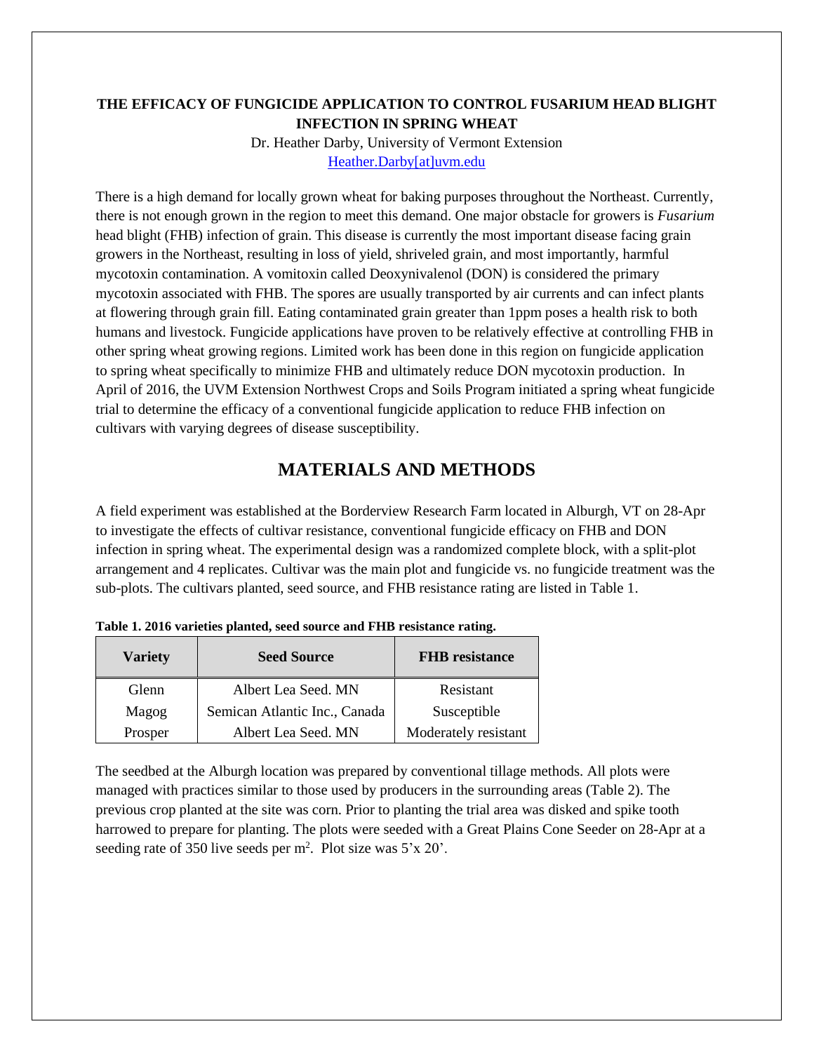**THE EFFICACY OF FUNGICIDE APPLICATION TO CONTROL FUSARIUM HEAD BLIGHT INFECTION IN SPRING WHEAT**

Dr. Heather Darby, University of Vermont Extension
Heather.Darby[at]uvm.edu

There is a high demand for locally grown wheat for baking purposes throughout the Northeast. Currently, there is not enough grown in the region to meet this demand. One major obstacle for growers is *Fusarium* head blight (FHB) infection of grain. This disease is currently the most important disease facing grain growers in the Northeast, resulting in loss of yield, shriveled grain, and most importantly, harmful mycotoxin contamination. A vomitoxin called Deoxynivalenol (DON) is considered the primary mycotoxin associated with FHB. The spores are usually transported by air currents and can infect plants at flowering through grain fill. Eating contaminated grain greater than 1ppm poses a health risk to both humans and livestock. Fungicide applications have proven to be relatively effective at controlling FHB in other spring wheat growing regions. Limited work has been done in this region on fungicide application to spring wheat specifically to minimize FHB and ultimately reduce DON mycotoxin production. In April of 2016, the UVM Extension Northwest Crops and Soils Program initiated a spring wheat fungicide trial to determine the efficacy of a conventional fungicide application to reduce FHB infection on cultivars with varying degrees of disease susceptibility.

## MATERIALS AND METHODS

A field experiment was established at the Borderview Research Farm located in Alburgh, VT on 28-Apr to investigate the effects of cultivar resistance, conventional fungicide efficacy on FHB and DON infection in spring wheat. The experimental design was a randomized complete block, with a split-plot arrangement and 4 replicates. Cultivar was the main plot and fungicide vs. no fungicide treatment was the sub-plots. The cultivars planted, seed source, and FHB resistance rating are listed in Table 1.

**Table 1. 2016 varieties planted, seed source and FHB resistance rating.**

| Variety | Seed Source | FHB resistance |
|---|---|---|
| Glenn | Albert Lea Seed. MN | Resistant |
| Magog | Semican Atlantic Inc., Canada | Susceptible |
| Prosper | Albert Lea Seed. MN | Moderately resistant |

The seedbed at the Alburgh location was prepared by conventional tillage methods. All plots were managed with practices similar to those used by producers in the surrounding areas (Table 2). The previous crop planted at the site was corn. Prior to planting the trial area was disked and spike tooth harrowed to prepare for planting. The plots were seeded with a Great Plains Cone Seeder on 28-Apr at a seeding rate of 350 live seeds per $m^2$. Plot size was 5'x 20'.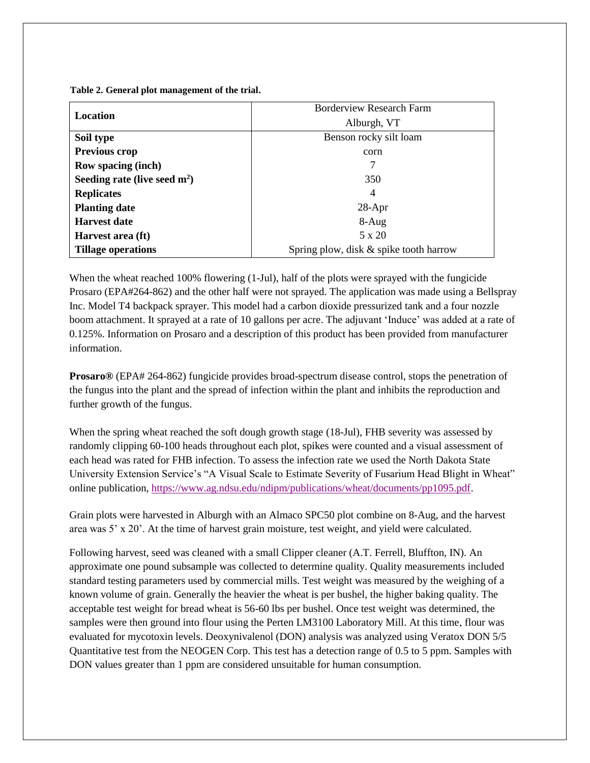**Table 2. General plot management of the trial.**

| | |
|---|---|
| **Location** | Borderview Research Farm<br>Alburgh, VT |
| **Soil type** | Benson rocky silt loam |
| **Previous crop** | corn |
| **Row spacing (inch)** | 7 |
| **Seeding rate (live seed m$^2$)** | 350 |
| **Replicates** | 4 |
| **Planting date** | 28-Apr |
| **Harvest date** | 8-Aug |
| **Harvest area (ft)** | 5 x 20 |
| **Tillage operations** | Spring plow, disk & spike tooth harrow |

When the wheat reached 100% flowering (1-Jul), half of the plots were sprayed with the fungicide Prosaro (EPA#264-862) and the other half were not sprayed. The application was made using a Bellspray Inc. Model T4 backpack sprayer. This model had a carbon dioxide pressurized tank and a four nozzle boom attachment. It sprayed at a rate of 10 gallons per acre. The adjuvant 'Induce' was added at a rate of 0.125%. Information on Prosaro and a description of this product has been provided from manufacturer information.

**Prosaro®** (EPA# 264-862) fungicide provides broad-spectrum disease control, stops the penetration of the fungus into the plant and the spread of infection within the plant and inhibits the reproduction and further growth of the fungus.

When the spring wheat reached the soft dough growth stage (18-Jul), FHB severity was assessed by randomly clipping 60-100 heads throughout each plot, spikes were counted and a visual assessment of each head was rated for FHB infection. To assess the infection rate we used the North Dakota State University Extension Service's "A Visual Scale to Estimate Severity of Fusarium Head Blight in Wheat" online publication, https://www.ag.ndsu.edu/ndipm/publications/wheat/documents/pp1095.pdf.

Grain plots were harvested in Alburgh with an Almaco SPC50 plot combine on 8-Aug, and the harvest area was 5' x 20'. At the time of harvest grain moisture, test weight, and yield were calculated.

Following harvest, seed was cleaned with a small Clipper cleaner (A.T. Ferrell, Bluffton, IN). An approximate one pound subsample was collected to determine quality. Quality measurements included standard testing parameters used by commercial mills. Test weight was measured by the weighing of a known volume of grain. Generally the heavier the wheat is per bushel, the higher baking quality. The acceptable test weight for bread wheat is 56-60 lbs per bushel. Once test weight was determined, the samples were then ground into flour using the Perten LM3100 Laboratory Mill. At this time, flour was evaluated for mycotoxin levels. Deoxynivalenol (DON) analysis was analyzed using Veratox DON 5/5 Quantitative test from the NEOGEN Corp. This test has a detection range of 0.5 to 5 ppm. Samples with DON values greater than 1 ppm are considered unsuitable for human consumption.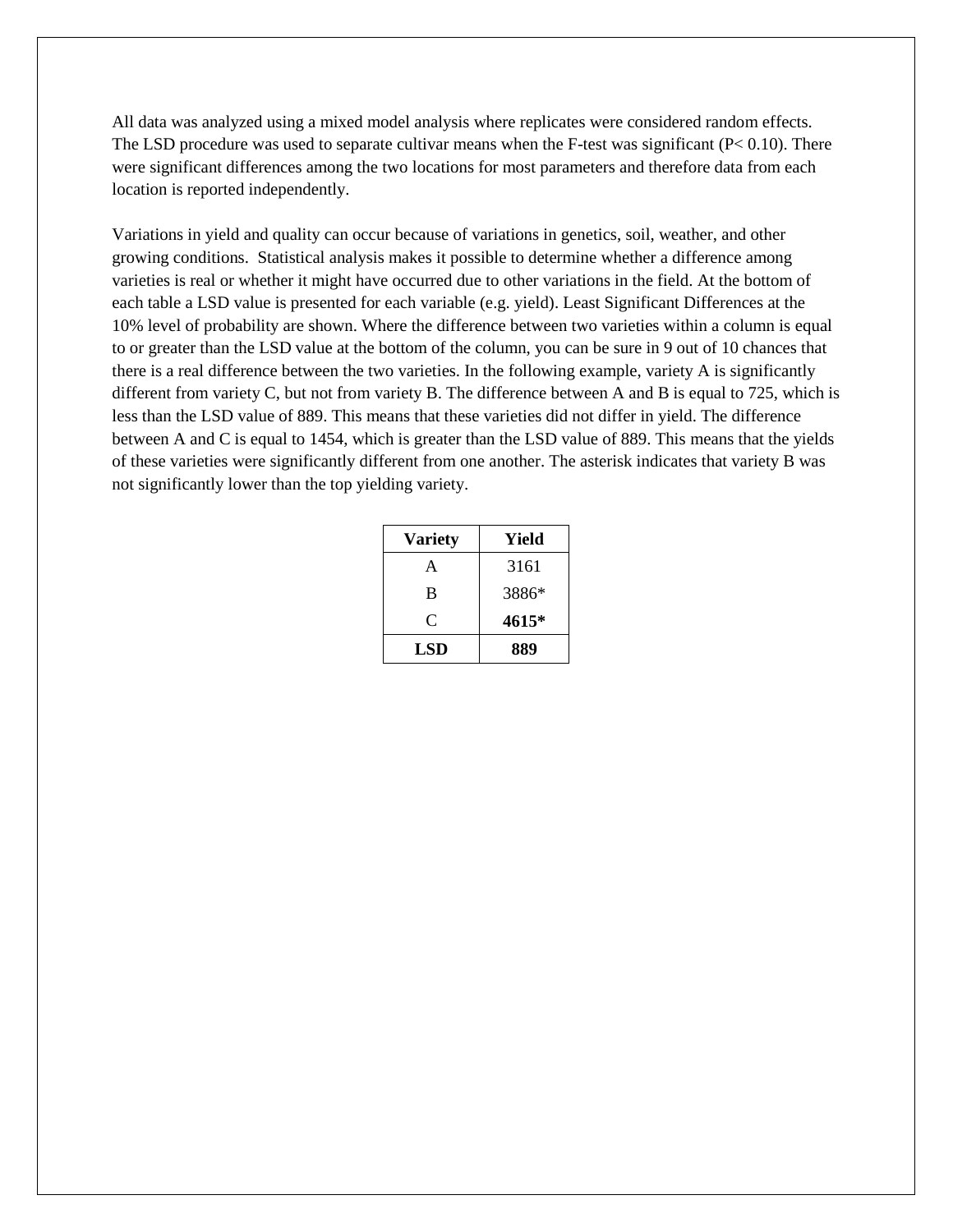All data was analyzed using a mixed model analysis where replicates were considered random effects. The LSD procedure was used to separate cultivar means when the F-test was significant ($P < 0.10$). There were significant differences among the two locations for most parameters and therefore data from each location is reported independently.

Variations in yield and quality can occur because of variations in genetics, soil, weather, and other growing conditions. Statistical analysis makes it possible to determine whether a difference among varieties is real or whether it might have occurred due to other variations in the field. At the bottom of each table a LSD value is presented for each variable (e.g. yield). Least Significant Differences at the 10% level of probability are shown. Where the difference between two varieties within a column is equal to or greater than the LSD value at the bottom of the column, you can be sure in 9 out of 10 chances that there is a real difference between the two varieties. In the following example, variety A is significantly different from variety C, but not from variety B. The difference between A and B is equal to 725, which is less than the LSD value of 889. This means that these varieties did not differ in yield. The difference between A and C is equal to 1454, which is greater than the LSD value of 889. This means that the yields of these varieties were significantly different from one another. The asterisk indicates that variety B was not significantly lower than the top yielding variety.

| Variety | Yield |
|---|---|
| A | 3161 |
| B | 3886* |
| C | **4615*** |
| **LSD** | **889** |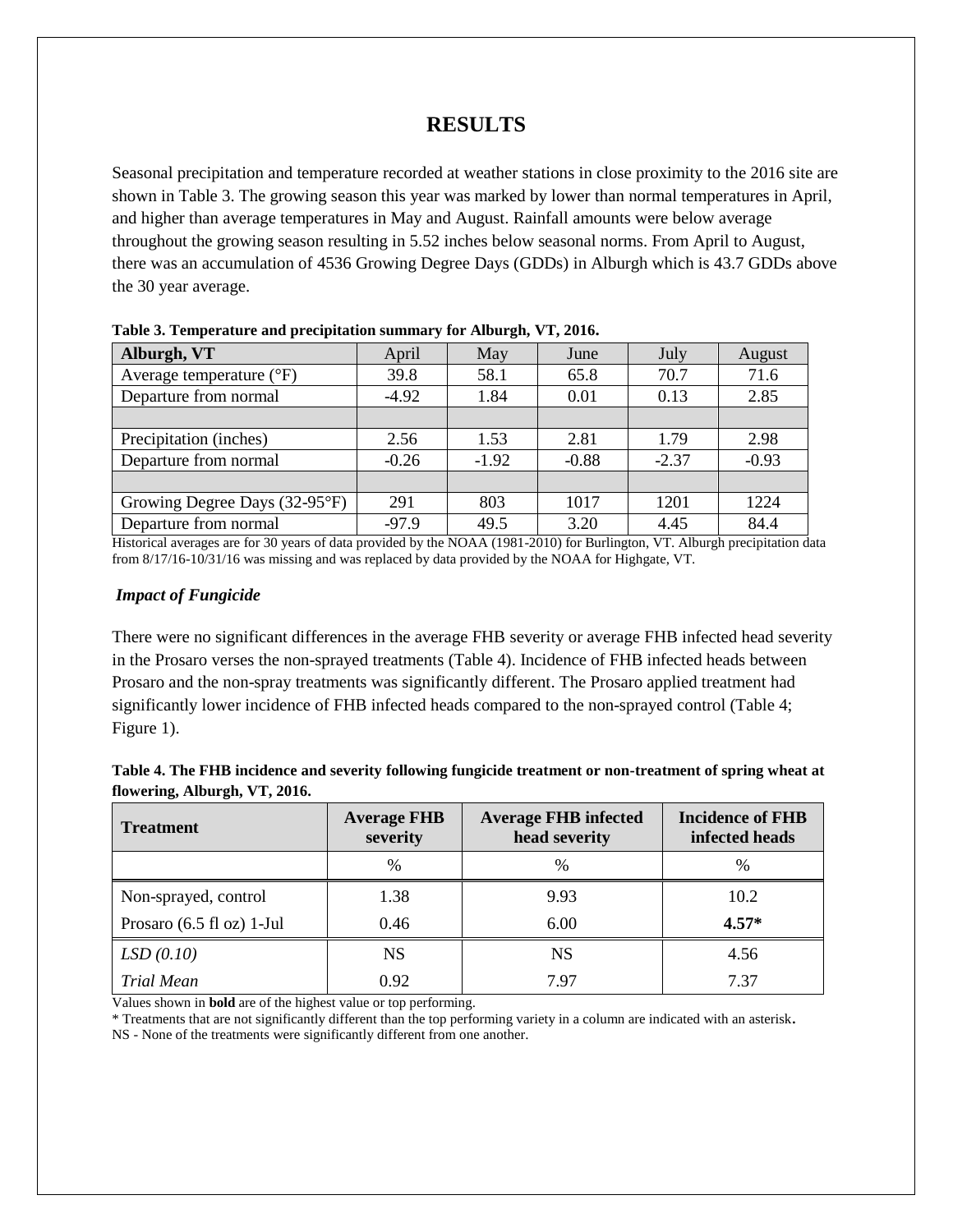# RESULTS

Seasonal precipitation and temperature recorded at weather stations in close proximity to the 2016 site are shown in Table 3. The growing season this year was marked by lower than normal temperatures in April, and higher than average temperatures in May and August. Rainfall amounts were below average throughout the growing season resulting in 5.52 inches below seasonal norms. From April to August, there was an accumulation of 4536 Growing Degree Days (GDDs) in Alburgh which is 43.7 GDDs above the 30 year average.

**Table 3. Temperature and precipitation summary for Alburgh, VT, 2016.**

| Alburgh, VT | April | May | June | July | August |
|---|---|---|---|---|---|
| Average temperature (°F) | 39.8 | 58.1 | 65.8 | 70.7 | 71.6 |
| Departure from normal | -4.92 | 1.84 | 0.01 | 0.13 | 2.85 |
| | | | | | |
| Precipitation (inches) | 2.56 | 1.53 | 2.81 | 1.79 | 2.98 |
| Departure from normal | -0.26 | -1.92 | -0.88 | -2.37 | -0.93 |
| | | | | | |
| Growing Degree Days (32-95°F) | 291 | 803 | 1017 | 1201 | 1224 |
| Departure from normal | -97.9 | 49.5 | 3.20 | 4.45 | 84.4 |

Historical averages are for 30 years of data provided by the NOAA (1981-2010) for Burlington, VT. Alburgh precipitation data from 8/17/16-10/31/16 was missing and was replaced by data provided by the NOAA for Highgate, VT.

### *Impact of Fungicide*

There were no significant differences in the average FHB severity or average FHB infected head severity in the Prosaro verses the non-sprayed treatments (Table 4). Incidence of FHB infected heads between Prosaro and the non-spray treatments was significantly different. The Prosaro applied treatment had significantly lower incidence of FHB infected heads compared to the non-sprayed control (Table 4; Figure 1).

**Table 4. The FHB incidence and severity following fungicide treatment or non-treatment of spring wheat at flowering, Alburgh, VT, 2016.**

| Treatment | Average FHB severity | Average FHB infected head severity | Incidence of FHB infected heads |
|---|---|---|---|
| | % | % | % |
| Non-sprayed, control | 1.38 | 9.93 | 10.2 |
| Prosaro (6.5 fl oz) 1-Jul | 0.46 | 6.00 | **4.57*** |
| *LSD (0.10)* | NS | NS | 4.56 |
| *Trial Mean* | 0.92 | 7.97 | 7.37 |

Values shown in **bold** are of the highest value or top performing.

* Treatments that are not significantly different than the top performing variety in a column are indicated with an asterisk**.**

NS - None of the treatments were significantly different from one another.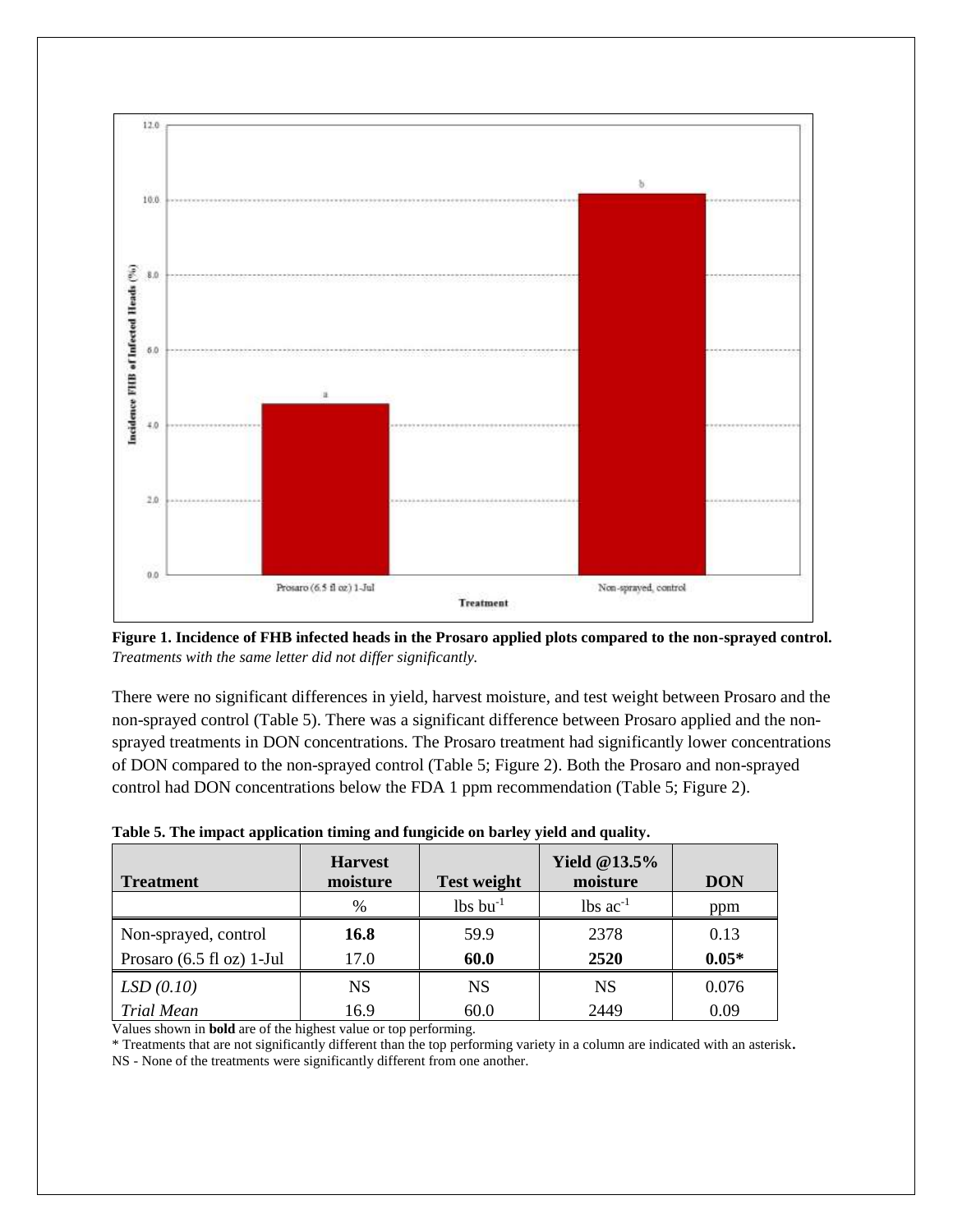12.0

10.0

8.0

6.0

4.0

2.0

0.0

Incidence FHB of Infected Heads (%)

a

b

Prosaro (6.5 fl oz) 1-Jul

Non-sprayed, control

Treatment

**Figure 1. Incidence of FHB infected heads in the Prosaro applied plots compared to the non-sprayed control.** *Treatments with the same letter did not differ significantly.*

There were no significant differences in yield, harvest moisture, and test weight between Prosaro and the non-sprayed control (Table 5). There was a significant difference between Prosaro applied and the non-sprayed treatments in DON concentrations. The Prosaro treatment had significantly lower concentrations of DON compared to the non-sprayed control (Table 5; Figure 2). Both the Prosaro and non-sprayed control had DON concentrations below the FDA 1 ppm recommendation (Table 5; Figure 2).

**Table 5. The impact application timing and fungicide on barley yield and quality.**

| Treatment | Harvest moisture | Test weight | Yield @13.5% moisture | DON |
|---|---|---|---|---|
| | % | lbs bu$^{-1}$ | lbs ac$^{-1}$ | ppm |
| Non-sprayed, control | **16.8** | 59.9 | 2378 | 0.13 |
| Prosaro (6.5 fl oz) 1-Jul | 17.0 | **60.0** | **2520** | **0.05*** |
| *LSD (0.10)* | NS | NS | NS | 0.076 |
| *Trial Mean* | 16.9 | 60.0 | 2449 | 0.09 |

Values shown in **bold** are of the highest value or top performing.

* Treatments that are not significantly different than the top performing variety in a column are indicated with an asterisk**.**

NS - None of the treatments were significantly different from one another.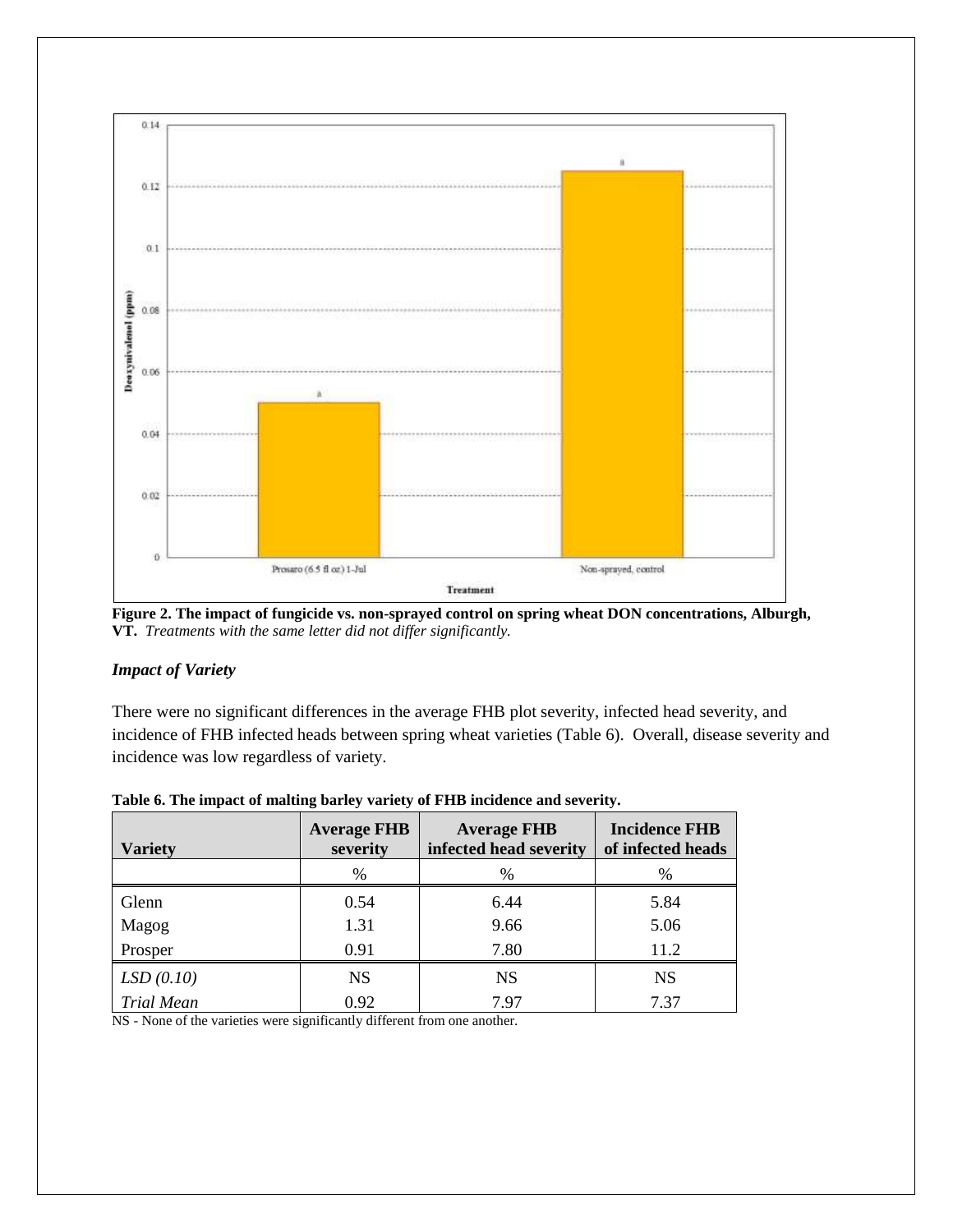**Figure 2. The impact of fungicide vs. non-sprayed control on spring wheat DON concentrations, Alburgh, VT.** *Treatments with the same letter did not differ significantly.*

### *Impact of Variety*

There were no significant differences in the average FHB plot severity, infected head severity, and incidence of FHB infected heads between spring wheat varieties (Table 6). Overall, disease severity and incidence was low regardless of variety.

**Table 6. The impact of malting barley variety of FHB incidence and severity.**

| Variety | Average FHB severity | Average FHB infected head severity | Incidence FHB of infected heads |
|---|---|---|---|
| | % | % | % |
| Glenn | 0.54 | 6.44 | 5.84 |
| Magog | 1.31 | 9.66 | 5.06 |
| Prosper | 0.91 | 7.80 | 11.2 |
| *LSD (0.10)* | NS | NS | NS |
| *Trial Mean* | 0.92 | 7.97 | 7.37 |

NS - None of the varieties were significantly different from one another.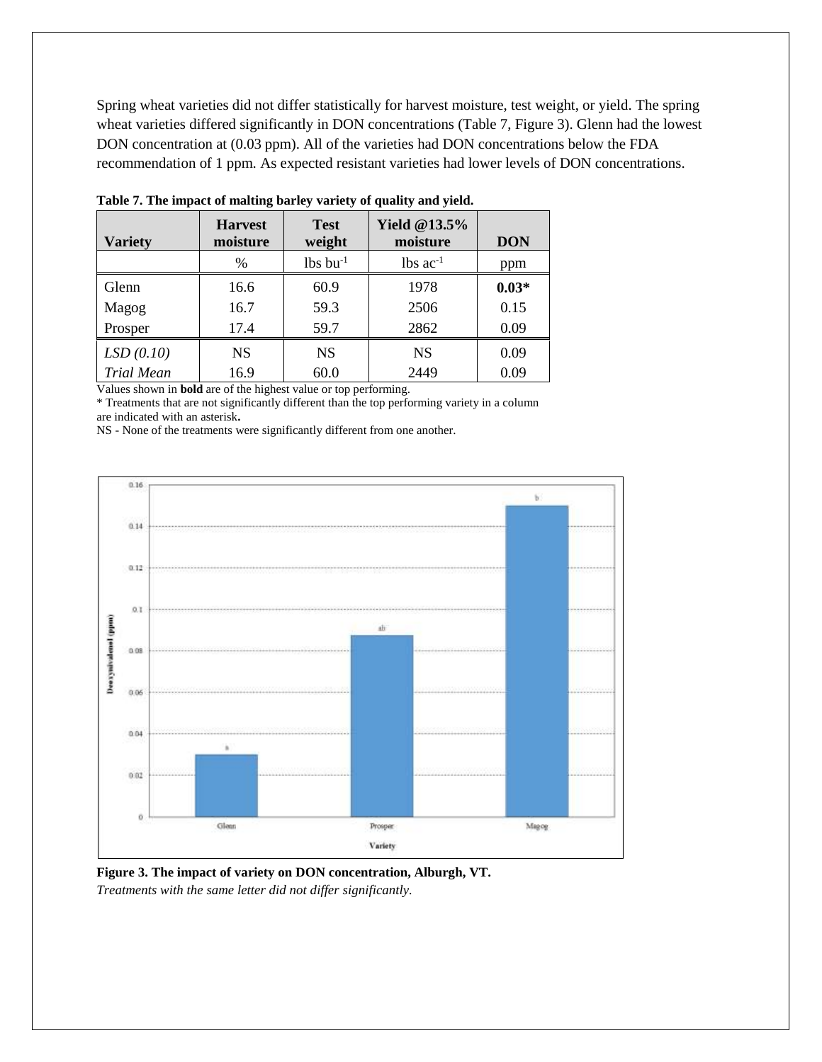Spring wheat varieties did not differ statistically for harvest moisture, test weight, or yield. The spring wheat varieties differed significantly in DON concentrations (Table 7, Figure 3). Glenn had the lowest DON concentration at (0.03 ppm). All of the varieties had DON concentrations below the FDA recommendation of 1 ppm. As expected resistant varieties had lower levels of DON concentrations.

**Table 7. The impact of malting barley variety of quality and yield.**

| Variety | Harvest moisture | Test weight | Yield @13.5% moisture | DON |
|---|---|---|---|---|
| | % | lbs bu$^{-1}$ | lbs ac$^{-1}$ | ppm |
| Glenn | 16.6 | 60.9 | 1978 | **0.03*** |
| Magog | 16.7 | 59.3 | 2506 | 0.15 |
| Prosper | 17.4 | 59.7 | 2862 | 0.09 |
| *LSD (0.10)* | NS | NS | NS | 0.09 |
| *Trial Mean* | 16.9 | 60.0 | 2449 | 0.09 |

Values shown in **bold** are of the highest value or top performing.
* Treatments that are not significantly different than the top performing variety in a column are indicated with an asterisk**.**
NS - None of the treatments were significantly different from one another.

0.16
0.14
0.12
0.1
0.08
0.06
0.04
0.02
0
Deoxynivalenol (ppm)
a
ab
b
Glenn
Prosper
Magog
Variety

**Figure 3. The impact of variety on DON concentration, Alburgh, VT.**
*Treatments with the same letter did not differ significantly.*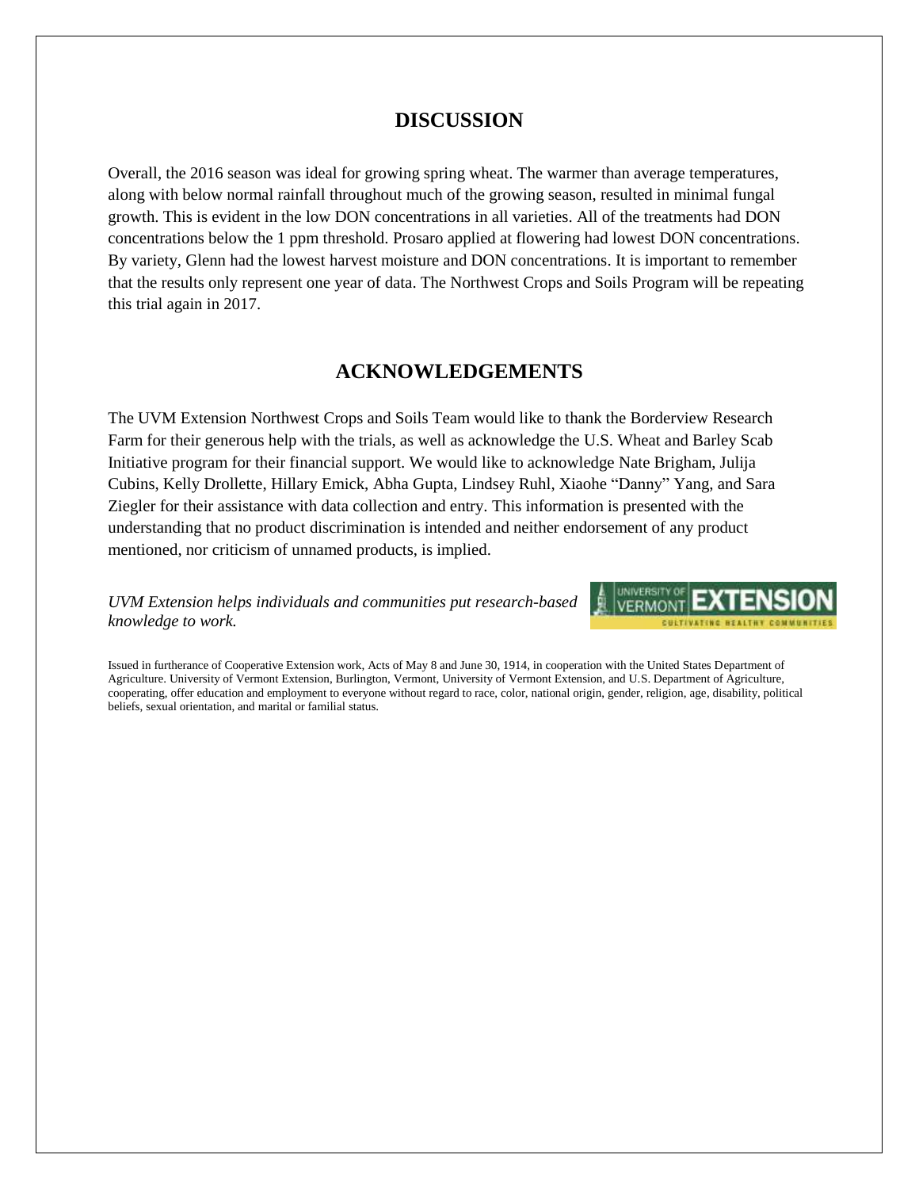## DISCUSSION

Overall, the 2016 season was ideal for growing spring wheat. The warmer than average temperatures, along with below normal rainfall throughout much of the growing season, resulted in minimal fungal growth. This is evident in the low DON concentrations in all varieties. All of the treatments had DON concentrations below the 1 ppm threshold. Prosaro applied at flowering had lowest DON concentrations. By variety, Glenn had the lowest harvest moisture and DON concentrations. It is important to remember that the results only represent one year of data. The Northwest Crops and Soils Program will be repeating this trial again in 2017.

## ACKNOWLEDGEMENTS

The UVM Extension Northwest Crops and Soils Team would like to thank the Borderview Research Farm for their generous help with the trials, as well as acknowledge the U.S. Wheat and Barley Scab Initiative program for their financial support. We would like to acknowledge Nate Brigham, Julija Cubins, Kelly Drollette, Hillary Emick, Abha Gupta, Lindsey Ruhl, Xiaohe "Danny" Yang, and Sara Ziegler for their assistance with data collection and entry. This information is presented with the understanding that no product discrimination is intended and neither endorsement of any product mentioned, nor criticism of unnamed products, is implied.

*UVM Extension helps individuals and communities put research-based knowledge to work.*

Issued in furtherance of Cooperative Extension work, Acts of May 8 and June 30, 1914, in cooperation with the United States Department of Agriculture. University of Vermont Extension, Burlington, Vermont, University of Vermont Extension, and U.S. Department of Agriculture, cooperating, offer education and employment to everyone without regard to race, color, national origin, gender, religion, age, disability, political beliefs, sexual orientation, and marital or familial status.